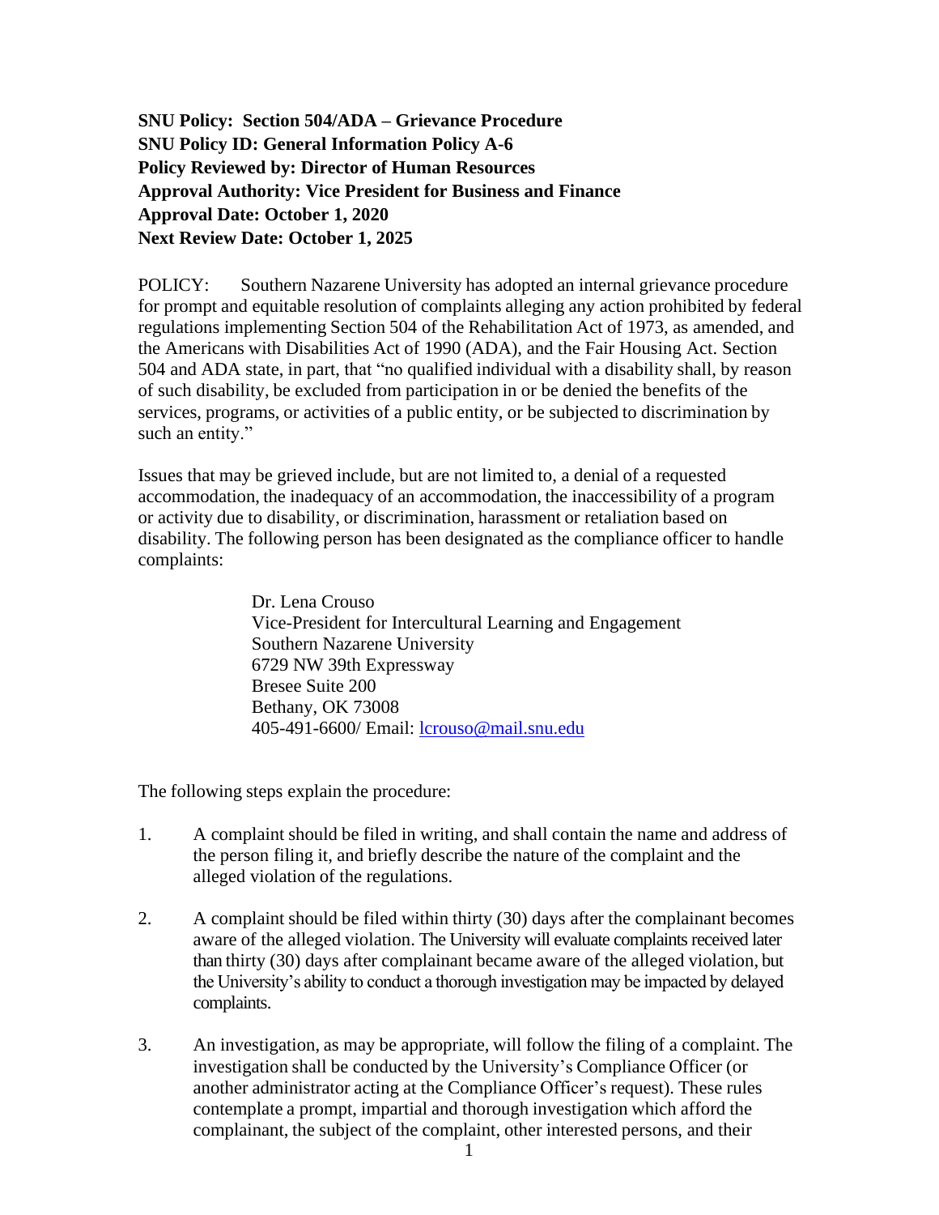**SNU Policy: Section 504/ADA – Grievance Procedure**
**SNU Policy ID: General Information Policy A-6**
**Policy Reviewed by: Director of Human Resources**
**Approval Authority: Vice President for Business and Finance**
**Approval Date: October 1, 2020**
**Next Review Date: October 1, 2025**

POLICY: Southern Nazarene University has adopted an internal grievance procedure for prompt and equitable resolution of complaints alleging any action prohibited by federal regulations implementing Section 504 of the Rehabilitation Act of 1973, as amended, and the Americans with Disabilities Act of 1990 (ADA), and the Fair Housing Act. Section 504 and ADA state, in part, that "no qualified individual with a disability shall, by reason of such disability, be excluded from participation in or be denied the benefits of the services, programs, or activities of a public entity, or be subjected to discrimination by such an entity."

Issues that may be grieved include, but are not limited to, a denial of a requested accommodation, the inadequacy of an accommodation, the inaccessibility of a program or activity due to disability, or discrimination, harassment or retaliation based on disability. The following person has been designated as the compliance officer to handle complaints:

> Dr. Lena Crouso
> Vice-President for Intercultural Learning and Engagement
> Southern Nazarene University
> 6729 NW 39th Expressway
> Bresee Suite 200
> Bethany, OK 73008
> 405-491-6600/ Email: lcrouso@mail.snu.edu

The following steps explain the procedure:

1. A complaint should be filed in writing, and shall contain the name and address of the person filing it, and briefly describe the nature of the complaint and the alleged violation of the regulations.

2. A complaint should be filed within thirty (30) days after the complainant becomes aware of the alleged violation. The University will evaluate complaints received later than thirty (30) days after complainant became aware of the alleged violation, but the University's ability to conduct a thorough investigation may be impacted by delayed complaints.

3. An investigation, as may be appropriate, will follow the filing of a complaint. The investigation shall be conducted by the University's Compliance Officer (or another administrator acting at the Compliance Officer's request). These rules contemplate a prompt, impartial and thorough investigation which afford the complainant, the subject of the complaint, other interested persons, and their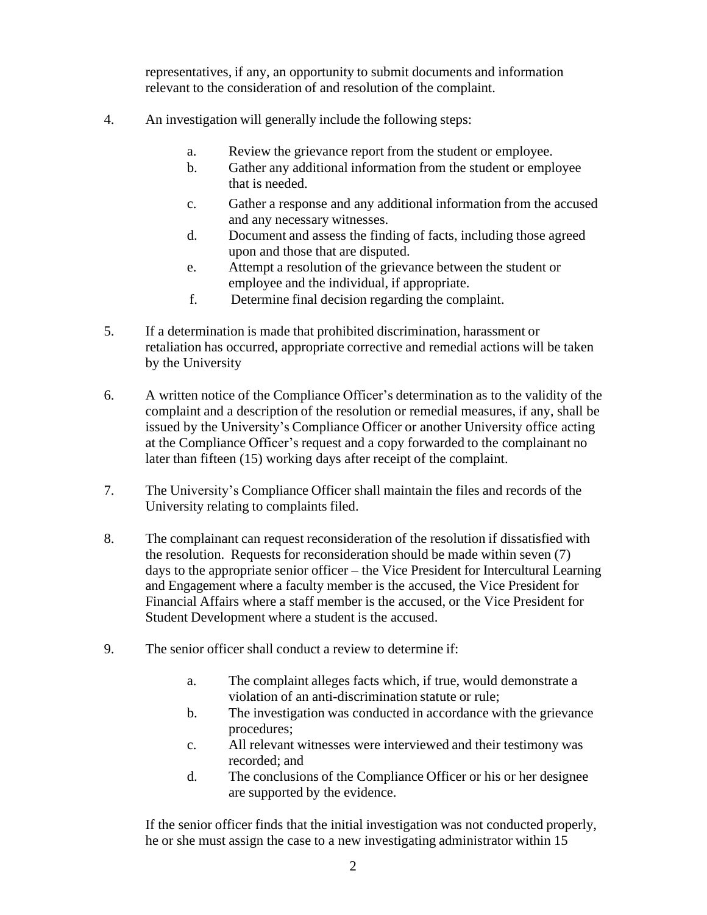representatives, if any, an opportunity to submit documents and information relevant to the consideration of and resolution of the complaint.

4. An investigation will generally include the following steps:

    a. Review the grievance report from the student or employee.
    b. Gather any additional information from the student or employee that is needed.
    c. Gather a response and any additional information from the accused and any necessary witnesses.
    d. Document and assess the finding of facts, including those agreed upon and those that are disputed.
    e. Attempt a resolution of the grievance between the student or employee and the individual, if appropriate.
    f. Determine final decision regarding the complaint.

5. If a determination is made that prohibited discrimination, harassment or retaliation has occurred, appropriate corrective and remedial actions will be taken by the University

6. A written notice of the Compliance Officer's determination as to the validity of the complaint and a description of the resolution or remedial measures, if any, shall be issued by the University's Compliance Officer or another University office acting at the Compliance Officer's request and a copy forwarded to the complainant no later than fifteen (15) working days after receipt of the complaint.

7. The University's Compliance Officer shall maintain the files and records of the University relating to complaints filed.

8. The complainant can request reconsideration of the resolution if dissatisfied with the resolution. Requests for reconsideration should be made within seven (7) days to the appropriate senior officer – the Vice President for Intercultural Learning and Engagement where a faculty member is the accused, the Vice President for Financial Affairs where a staff member is the accused, or the Vice President for Student Development where a student is the accused.

9. The senior officer shall conduct a review to determine if:

    a. The complaint alleges facts which, if true, would demonstrate a violation of an anti-discrimination statute or rule;
    b. The investigation was conducted in accordance with the grievance procedures;
    c. All relevant witnesses were interviewed and their testimony was recorded; and
    d. The conclusions of the Compliance Officer or his or her designee are supported by the evidence.

    If the senior officer finds that the initial investigation was not conducted properly, he or she must assign the case to a new investigating administrator within 15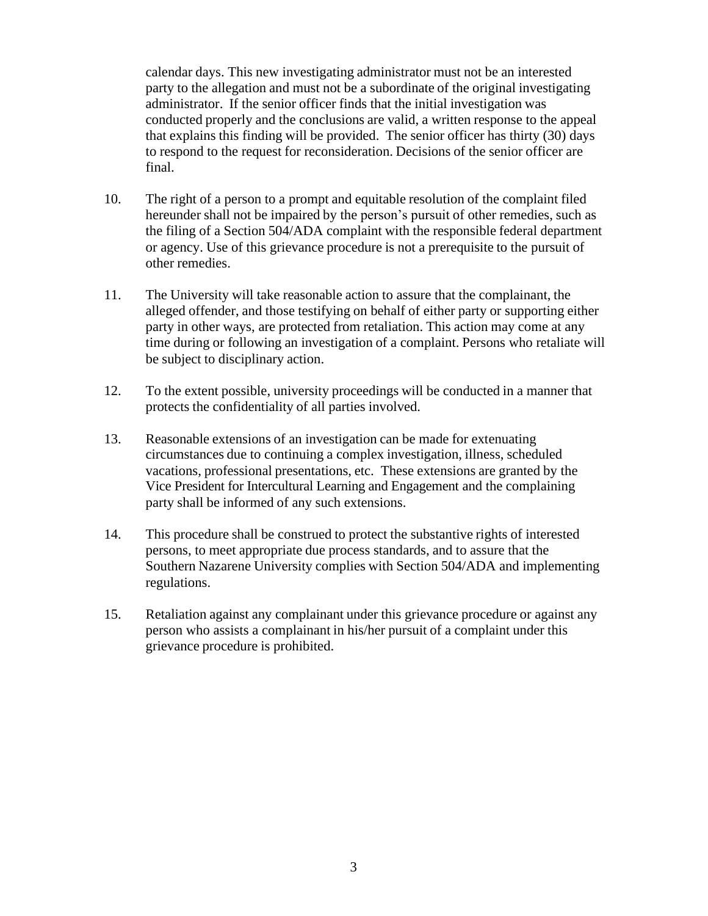calendar days. This new investigating administrator must not be an interested party to the allegation and must not be a subordinate of the original investigating administrator. If the senior officer finds that the initial investigation was conducted properly and the conclusions are valid, a written response to the appeal that explains this finding will be provided. The senior officer has thirty (30) days to respond to the request for reconsideration. Decisions of the senior officer are final.

10. The right of a person to a prompt and equitable resolution of the complaint filed hereunder shall not be impaired by the person's pursuit of other remedies, such as the filing of a Section 504/ADA complaint with the responsible federal department or agency. Use of this grievance procedure is not a prerequisite to the pursuit of other remedies.

11. The University will take reasonable action to assure that the complainant, the alleged offender, and those testifying on behalf of either party or supporting either party in other ways, are protected from retaliation. This action may come at any time during or following an investigation of a complaint. Persons who retaliate will be subject to disciplinary action.

12. To the extent possible, university proceedings will be conducted in a manner that protects the confidentiality of all parties involved.

13. Reasonable extensions of an investigation can be made for extenuating circumstances due to continuing a complex investigation, illness, scheduled vacations, professional presentations, etc. These extensions are granted by the Vice President for Intercultural Learning and Engagement and the complaining party shall be informed of any such extensions.

14. This procedure shall be construed to protect the substantive rights of interested persons, to meet appropriate due process standards, and to assure that the Southern Nazarene University complies with Section 504/ADA and implementing regulations.

15. Retaliation against any complainant under this grievance procedure or against any person who assists a complainant in his/her pursuit of a complaint under this grievance procedure is prohibited.